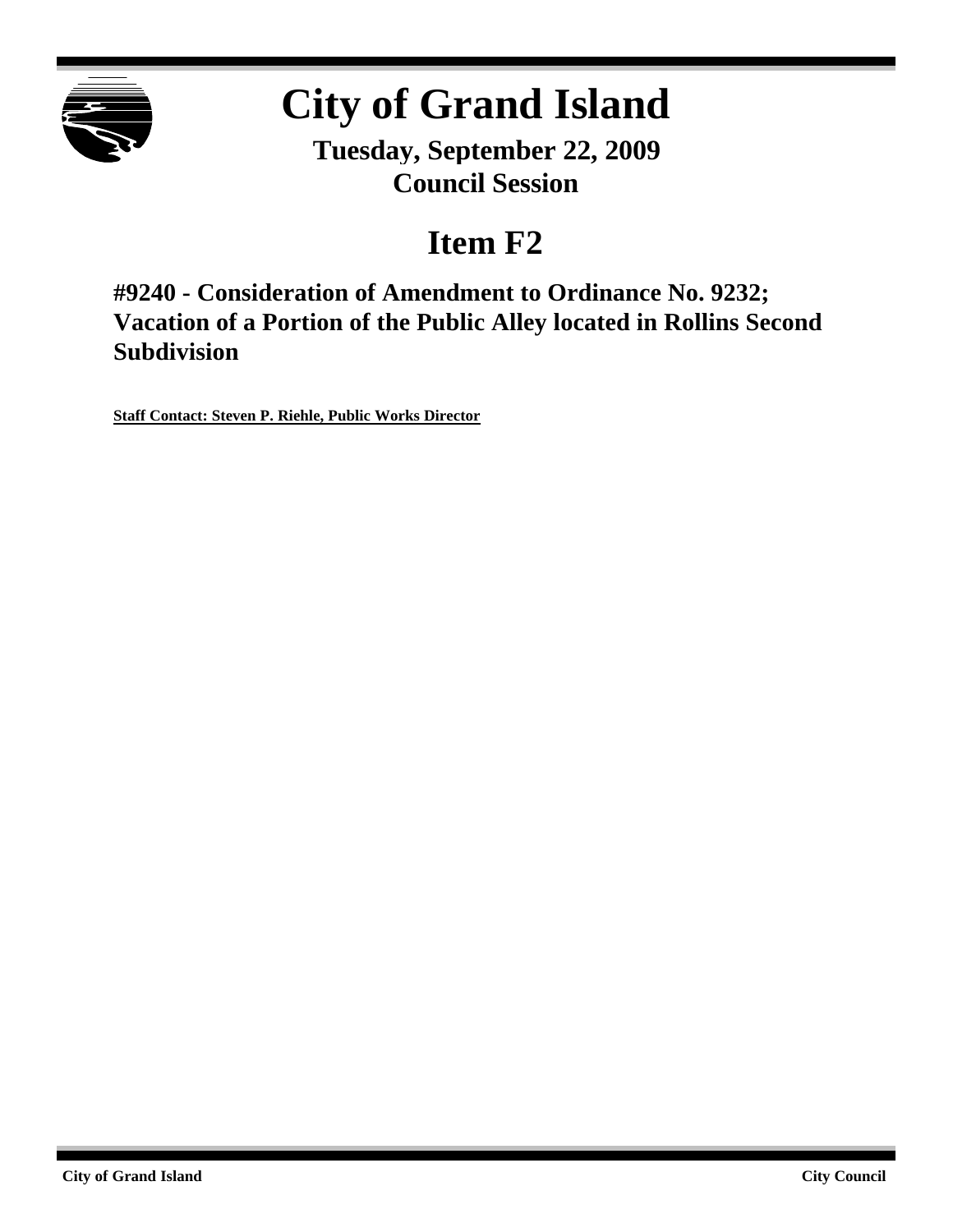# City of Grand Island

**Tuesday, September 22, 2009**
**Council Session**

## Item F2

### #9240 - Consideration of Amendment to Ordinance No. 9232; Vacation of a Portion of the Public Alley located in Rollins Second Subdivision

**Staff Contact: Steven P. Riehle, Public Works Director**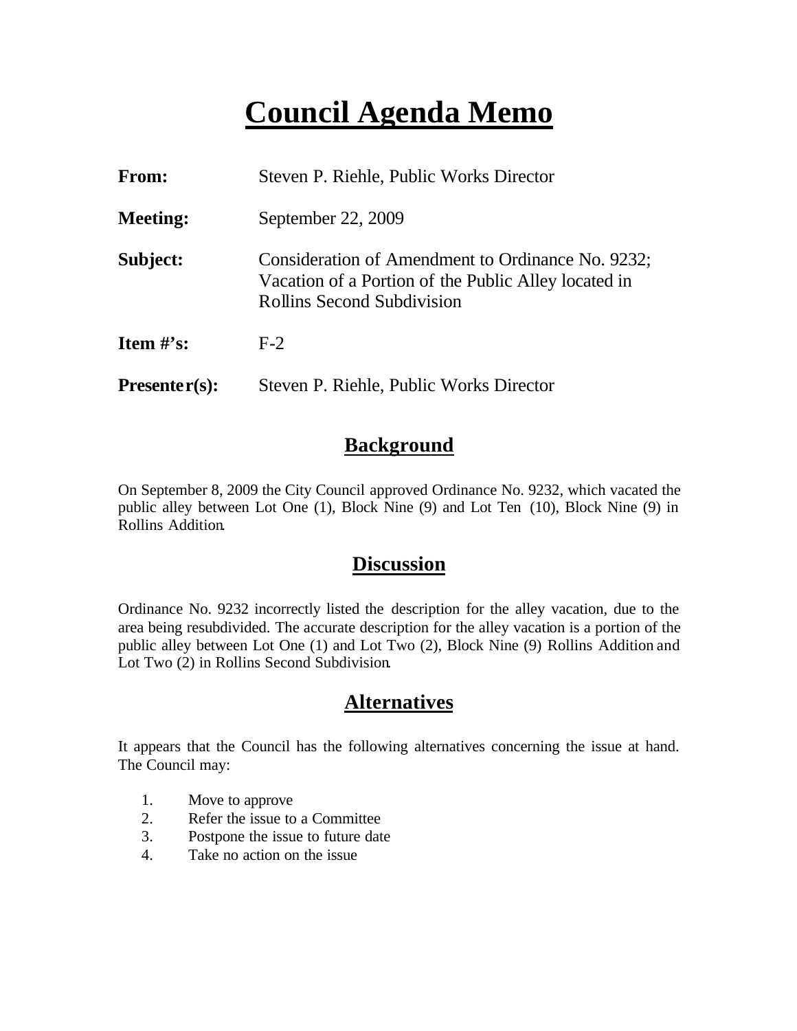# Council Agenda Memo

**From:** Steven P. Riehle, Public Works Director

**Meeting:** September 22, 2009

**Subject:** Consideration of Amendment to Ordinance No. 9232; Vacation of a Portion of the Public Alley located in Rollins Second Subdivision

**Item #'s:** F-2

**Presenter(s):** Steven P. Riehle, Public Works Director

## Background

On September 8, 2009 the City Council approved Ordinance No. 9232, which vacated the public alley between Lot One (1), Block Nine (9) and Lot Ten (10), Block Nine (9) in Rollins Addition.

## Discussion

Ordinance No. 9232 incorrectly listed the description for the alley vacation, due to the area being resubdivided. The accurate description for the alley vacation is a portion of the public alley between Lot One (1) and Lot Two (2), Block Nine (9) Rollins Addition and Lot Two (2) in Rollins Second Subdivision.

## Alternatives

It appears that the Council has the following alternatives concerning the issue at hand. The Council may:

1. Move to approve
2. Refer the issue to a Committee
3. Postpone the issue to future date
4. Take no action on the issue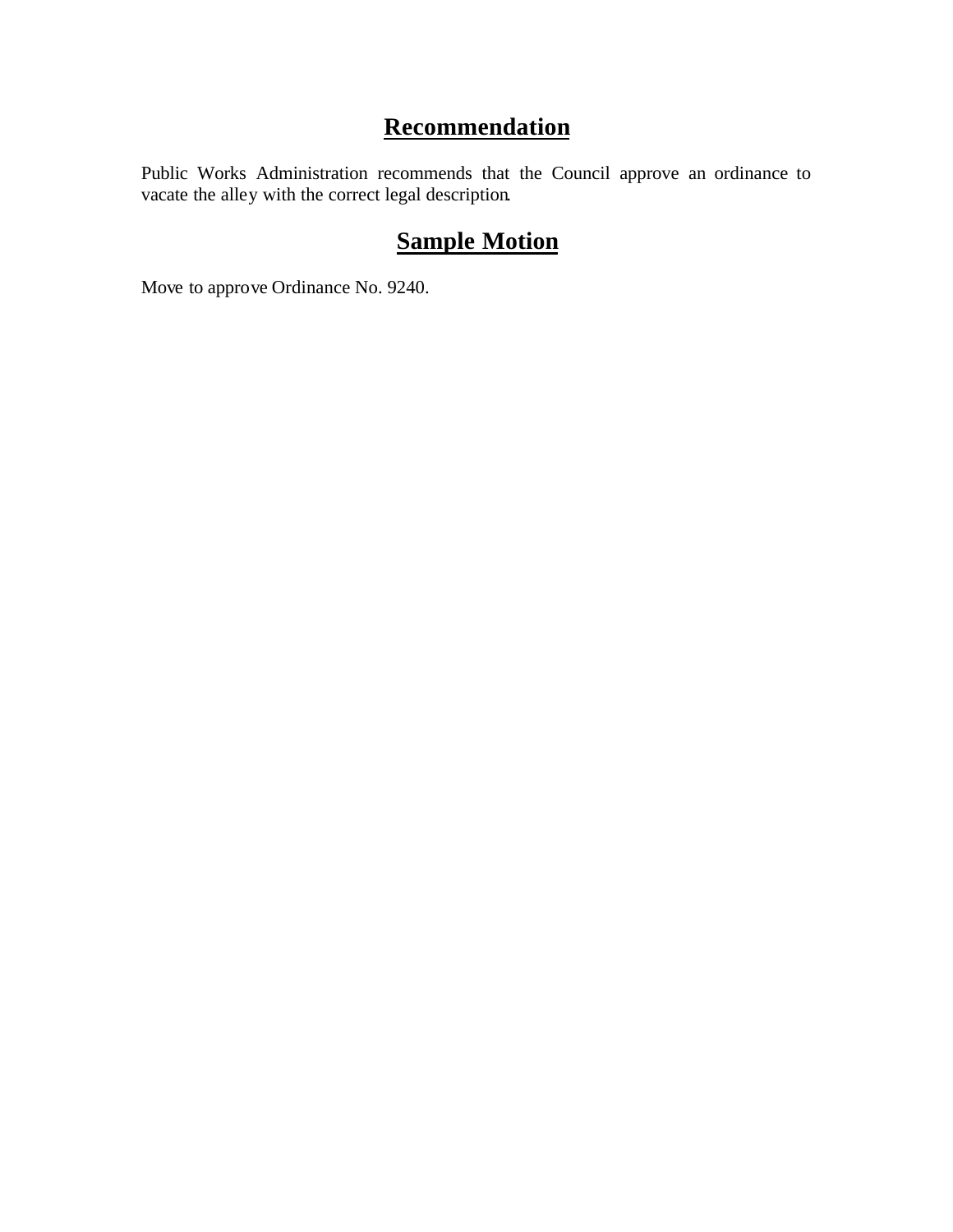## Recommendation

Public Works Administration recommends that the Council approve an ordinance to vacate the alley with the correct legal description.

## Sample Motion

Move to approve Ordinance No. 9240.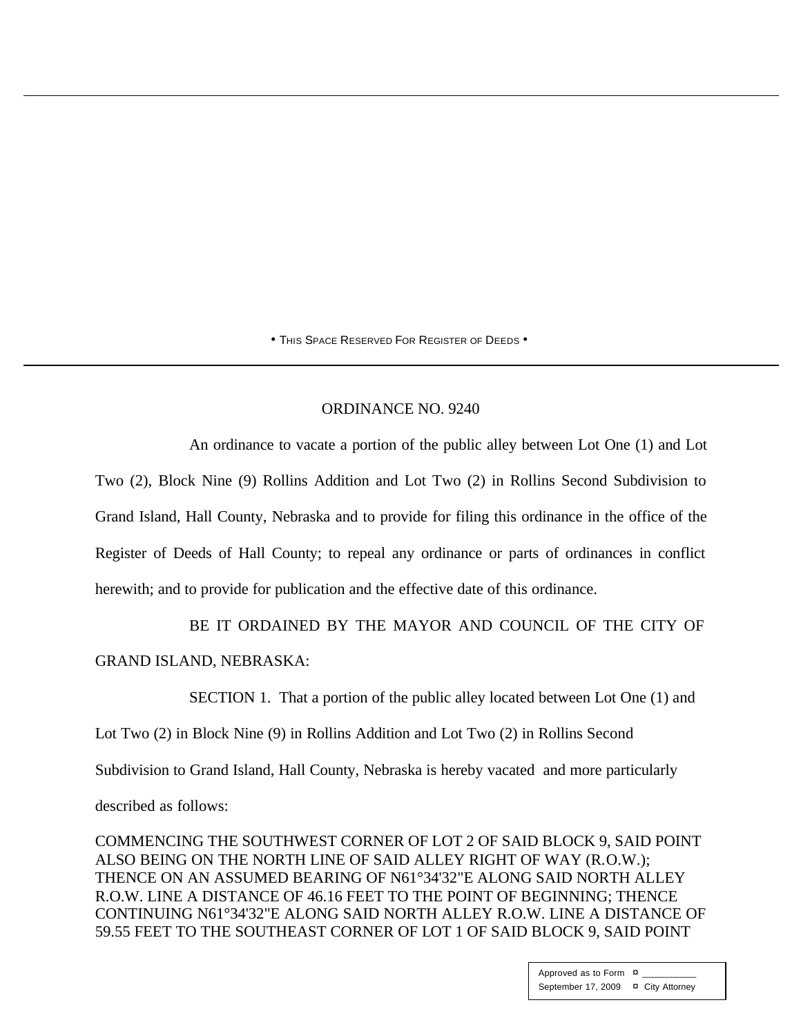• THIS SPACE RESERVED FOR REGISTER OF DEEDS •

ORDINANCE NO. 9240

An ordinance to vacate a portion of the public alley between Lot One (1) and Lot Two (2), Block Nine (9) Rollins Addition and Lot Two (2) in Rollins Second Subdivision to Grand Island, Hall County, Nebraska and to provide for filing this ordinance in the office of the Register of Deeds of Hall County; to repeal any ordinance or parts of ordinances in conflict herewith; and to provide for publication and the effective date of this ordinance.

BE IT ORDAINED BY THE MAYOR AND COUNCIL OF THE CITY OF GRAND ISLAND, NEBRASKA:

SECTION 1. That a portion of the public alley located between Lot One (1) and Lot Two (2) in Block Nine (9) in Rollins Addition and Lot Two (2) in Rollins Second Subdivision to Grand Island, Hall County, Nebraska is hereby vacated and more particularly described as follows:

COMMENCING THE SOUTHWEST CORNER OF LOT 2 OF SAID BLOCK 9, SAID POINT ALSO BEING ON THE NORTH LINE OF SAID ALLEY RIGHT OF WAY (R.O.W.); THENCE ON AN ASSUMED BEARING OF N61°34'32"E ALONG SAID NORTH ALLEY R.O.W. LINE A DISTANCE OF 46.16 FEET TO THE POINT OF BEGINNING; THENCE CONTINUING N61°34'32"E ALONG SAID NORTH ALLEY R.O.W. LINE A DISTANCE OF 59.55 FEET TO THE SOUTHEAST CORNER OF LOT 1 OF SAID BLOCK 9, SAID POINT

| Approved as to Form | ¤ ___________ |
|---|---|
| September 17, 2009 | ¤ City Attorney |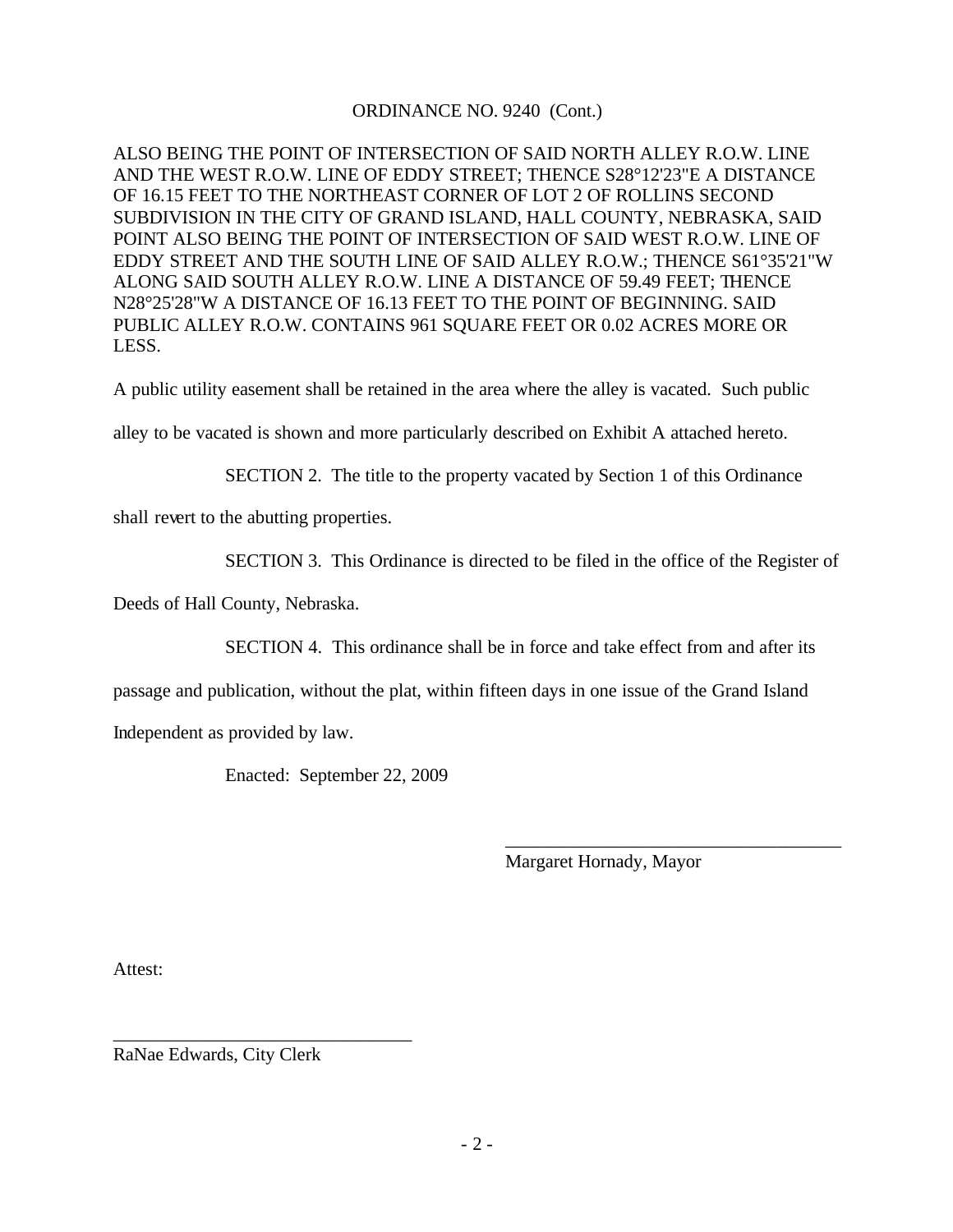ORDINANCE NO. 9240 (Cont.)

ALSO BEING THE POINT OF INTERSECTION OF SAID NORTH ALLEY R.O.W. LINE AND THE WEST R.O.W. LINE OF EDDY STREET; THENCE S28°12'23"E A DISTANCE OF 16.15 FEET TO THE NORTHEAST CORNER OF LOT 2 OF ROLLINS SECOND SUBDIVISION IN THE CITY OF GRAND ISLAND, HALL COUNTY, NEBRASKA, SAID POINT ALSO BEING THE POINT OF INTERSECTION OF SAID WEST R.O.W. LINE OF EDDY STREET AND THE SOUTH LINE OF SAID ALLEY R.O.W.; THENCE S61°35'21"W ALONG SAID SOUTH ALLEY R.O.W. LINE A DISTANCE OF 59.49 FEET; THENCE N28°25'28"W A DISTANCE OF 16.13 FEET TO THE POINT OF BEGINNING. SAID PUBLIC ALLEY R.O.W. CONTAINS 961 SQUARE FEET OR 0.02 ACRES MORE OR LESS.

A public utility easement shall be retained in the area where the alley is vacated. Such public alley to be vacated is shown and more particularly described on Exhibit A attached hereto.

SECTION 2. The title to the property vacated by Section 1 of this Ordinance shall revert to the abutting properties.

SECTION 3. This Ordinance is directed to be filed in the office of the Register of Deeds of Hall County, Nebraska.

SECTION 4. This ordinance shall be in force and take effect from and after its passage and publication, without the plat, within fifteen days in one issue of the Grand Island Independent as provided by law.

Enacted: September 22, 2009

\_\_\_\_\_\_\_\_\_\_\_\_\_\_\_\_\_\_\_\_\_\_\_\_\_\_\_\_\_\_\_\_\_\_\_\_
Margaret Hornady, Mayor

Attest:

\_\_\_\_\_\_\_\_\_\_\_\_\_\_\_\_\_\_\_\_\_\_\_\_\_\_\_\_\_\_\_\_\_\_
RaNae Edwards, City Clerk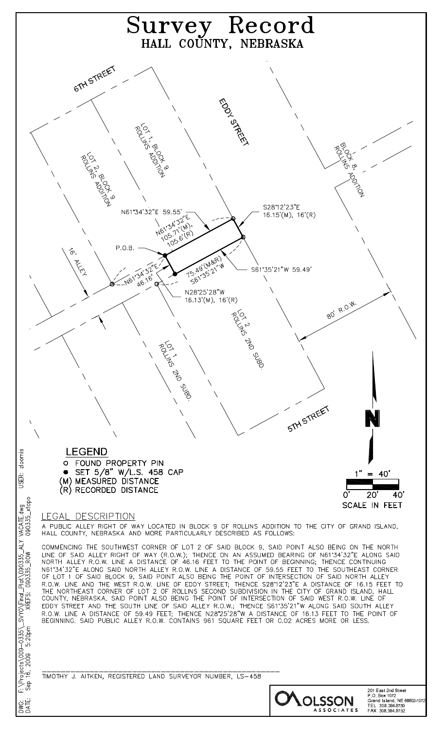# Survey Record

## HALL COUNTY, NEBRASKA

6TH STREET

EDDY STREET

LOT 1, BLOCK 9 ROLLINS ADDITION

LOT 2, BLOCK 9 ROLLINS ADDITION

BLOCK 8, ROLLINS ADDITION

N61°34'32"E 59.55'

N61°34'32"E 105.71'(M), 105.6'(R)

S28°12'23"E 16.15'(M), 16'(R)

P.O.B.

16' ALLEY

N61°34'32"E 46.16'

75.49'(M&R) S61°35'21"W

S61°35'21"W 59.49'

N28°25'28"W 16.13'(M), 16'(R)

80' R.O.W.

LOT 2 ROLLINS 2ND SUBD.

LOT 1 ROLLINS 2ND SUBD.

5TH STREET

N

### LEGEND

- o FOUND PROPERTY PIN
- ● SET 5/8" W/L.S. 458 CAP
- (M) MEASURED DISTANCE
- (R) RECORDED DISTANCE

1" = 40'

0' 20' 40'

SCALE IN FEET

## LEGAL DESCRIPTION

A PUBLIC ALLEY RIGHT OF WAY LOCATED IN BLOCK 9 OF ROLLINS ADDITION TO THE CITY OF GRAND ISLAND, HALL COUNTY, NEBRASKA AND MORE PARTICULARLY DESCRIBED AS FOLLOWS:

COMMENCING THE SOUTHWEST CORNER OF LOT 2 OF SAID BLOCK 9, SAID POINT ALSO BEING ON THE NORTH LINE OF SAID ALLEY RIGHT OF WAY (R.O.W.); THENCE ON AN ASSUMED BEARING OF N61°34'32"E ALONG SAID NORTH ALLEY R.O.W. LINE A DISTANCE OF 46.16 FEET TO THE POINT OF BEGINNING; THENCE CONTINUING N61°34'32"E ALONG SAID NORTH ALLEY R.O.W. LINE A DISTANCE OF 59.55 FEET TO THE SOUTHEAST CORNER OF LOT 1 OF SAID BLOCK 9, SAID POINT ALSO BEING THE POINT OF INTERSECTION OF SAID NORTH ALLEY R.O.W. LINE AND THE WEST R.O.W. LINE OF EDDY STREET; THENCE S28°12'23"E A DISTANCE OF 16.15 FEET TO THE NORTHEAST CORNER OF LOT 2 OF ROLLINS SECOND SUBDIVISION IN THE CITY OF GRAND ISLAND, HALL COUNTY, NEBRASKA, SAID POINT ALSO BEING THE POINT OF INTERSECTION OF SAID WEST R.O.W. LINE OF EDDY STREET AND THE SOUTH LINE OF SAID ALLEY R.O.W.; THENCE S61°35'21"W ALONG SAID SOUTH ALLEY R.O.W. LINE A DISTANCE OF 59.49 FEET; THENCE N28°25'28"W A DISTANCE OF 16.13 FEET TO THE POINT OF BEGINNING. SAID PUBLIC ALLEY R.O.W. CONTAINS 961 SQUARE FEET OR 0.02 ACRES MORE OR LESS.

______________________________________________

TIMOTHY J. AITKEN, REGISTERED LAND SURVEYOR NUMBER, LS-458

DWG: F:\Projects\009-0335\_SVY0\Final_Plat\090335_ALY VACATE.dwg USER: zloomis
DATE: Sep 16, 2009 5:20pm XREFS: 090335_ROW 090335_xtopo

OLSSON ASSOCIATES

201 East 2nd Street
P.O. Box 1072
Grand Island, NE 68802-1072
TEL 308.384.8750
FAX 308.384.8752